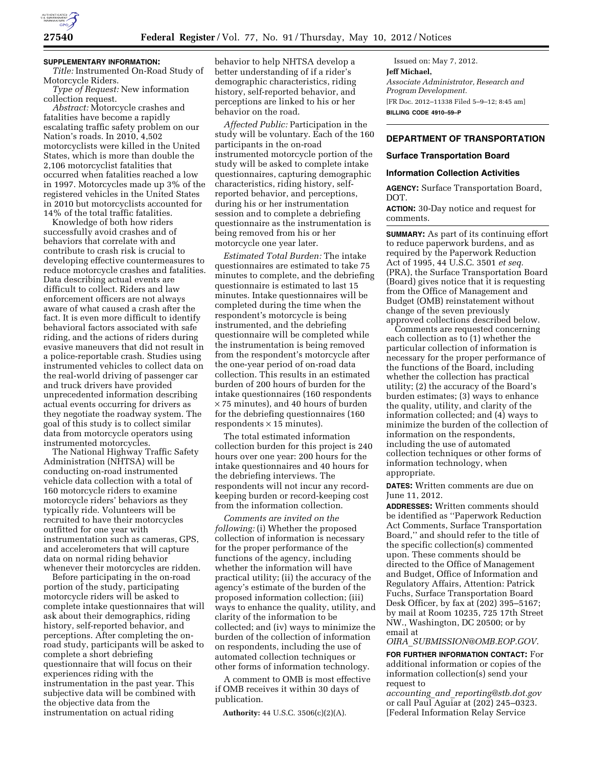**SUPPLEMENTARY INFORMATION:**

*Title:* Instrumented On-Road Study of Motorcycle Riders.

*Type of Request:* New information collection request.

*Abstract:* Motorcycle crashes and fatalities have become a rapidly escalating traffic safety problem on our Nation's roads. In 2010, 4,502 motorcyclists were killed in the United States, which is more than double the 2,106 motorcyclist fatalities that occurred when fatalities reached a low in 1997. Motorcycles made up 3% of the registered vehicles in the United States in 2010 but motorcyclists accounted for 14% of the total traffic fatalities.

Knowledge of both how riders successfully avoid crashes and of behaviors that correlate with and contribute to crash risk is crucial to developing effective countermeasures to reduce motorcycle crashes and fatalities. Data describing actual events are difficult to collect. Riders and law enforcement officers are not always aware of what caused a crash after the fact. It is even more difficult to identify behavioral factors associated with safe riding, and the actions of riders during evasive maneuvers that did not result in a police-reportable crash. Studies using instrumented vehicles to collect data on the real-world driving of passenger car and truck drivers have provided unprecedented information describing actual events occurring for drivers as they negotiate the roadway system. The goal of this study is to collect similar data from motorcycle operators using instrumented motorcycles.

The National Highway Traffic Safety Administration (NHTSA) will be conducting on-road instrumented vehicle data collection with a total of 160 motorcycle riders to examine motorcycle riders' behaviors as they typically ride. Volunteers will be recruited to have their motorcycles outfitted for one year with instrumentation such as cameras, GPS, and accelerometers that will capture data on normal riding behavior whenever their motorcycles are ridden.

Before participating in the on-road portion of the study, participating motorcycle riders will be asked to complete intake questionnaires that will ask about their demographics, riding history, self-reported behavior, and perceptions. After completing the on-road study, participants will be asked to complete a short debriefing questionnaire that will focus on their experiences riding with the instrumentation in the past year. This subjective data will be combined with the objective data from the instrumentation on actual riding behavior to help NHTSA develop a better understanding of if a rider's demographic characteristics, riding history, self-reported behavior, and perceptions are linked to his or her behavior on the road.

*Affected Public:* Participation in the study will be voluntary. Each of the 160 participants in the on-road instrumented motorcycle portion of the study will be asked to complete intake questionnaires, capturing demographic characteristics, riding history, self-reported behavior, and perceptions, during his or her instrumentation session and to complete a debriefing questionnaire as the instrumentation is being removed from his or her motorcycle one year later.

*Estimated Total Burden:* The intake questionnaires are estimated to take 75 minutes to complete, and the debriefing questionnaire is estimated to last 15 minutes. Intake questionnaires will be completed during the time when the respondent's motorcycle is being instrumented, and the debriefing questionnaire will be completed while the instrumentation is being removed from the respondent's motorcycle after the one-year period of on-road data collection. This results in an estimated burden of 200 hours of burden for the intake questionnaires (160 respondents × 75 minutes), and 40 hours of burden for the debriefing questionnaires (160 respondents × 15 minutes).

The total estimated information collection burden for this project is 240 hours over one year: 200 hours for the intake questionnaires and 40 hours for the debriefing interviews. The respondents will not incur any record-keeping burden or record-keeping cost from the information collection.

*Comments are invited on the following:* (i) Whether the proposed collection of information is necessary for the proper performance of the functions of the agency, including whether the information will have practical utility; (ii) the accuracy of the agency's estimate of the burden of the proposed information collection; (iii) ways to enhance the quality, utility, and clarity of the information to be collected; and (iv) ways to minimize the burden of the collection of information on respondents, including the use of automated collection techniques or other forms of information technology.

A comment to OMB is most effective if OMB receives it within 30 days of publication.

**Authority:** 44 U.S.C. 3506(c)(2)(A).

Issued on: May 7, 2012.

**Jeff Michael,**

*Associate Administrator, Research and Program Development.*

[FR Doc. 2012–11338 Filed 5–9–12; 8:45 am]

**BILLING CODE 4910–59–P**

## DEPARTMENT OF TRANSPORTATION

### Surface Transportation Board

### Information Collection Activities

**AGENCY:** Surface Transportation Board, DOT.

**ACTION:** 30-Day notice and request for comments.

**SUMMARY:** As part of its continuing effort to reduce paperwork burdens, and as required by the Paperwork Reduction Act of 1995, 44 U.S.C. 3501 *et seq.* (PRA), the Surface Transportation Board (Board) gives notice that it is requesting from the Office of Management and Budget (OMB) reinstatement without change of the seven previously approved collections described below.

Comments are requested concerning each collection as to (1) whether the particular collection of information is necessary for the proper performance of the functions of the Board, including whether the collection has practical utility; (2) the accuracy of the Board's burden estimates; (3) ways to enhance the quality, utility, and clarity of the information collected; and (4) ways to minimize the burden of the collection of information on the respondents, including the use of automated collection techniques or other forms of information technology, when appropriate.

**DATES:** Written comments are due on June 11, 2012.

**ADDRESSES:** Written comments should be identified as ''Paperwork Reduction Act Comments, Surface Transportation Board,'' and should refer to the title of the specific collection(s) commented upon. These comments should be directed to the Office of Management and Budget, Office of Information and Regulatory Affairs, Attention: Patrick Fuchs, Surface Transportation Board Desk Officer, by fax at (202) 395–5167; by mail at Room 10235, 725 17th Street NW., Washington, DC 20500; or by email at *OIRA_SUBMISSION@OMB.EOP.GOV.*

**FOR FURTHER INFORMATION CONTACT:** For additional information or copies of the information collection(s) send your request to *accounting_and_reporting@stb.dot.gov* or call Paul Aguiar at (202) 245–0323. [Federal Information Relay Service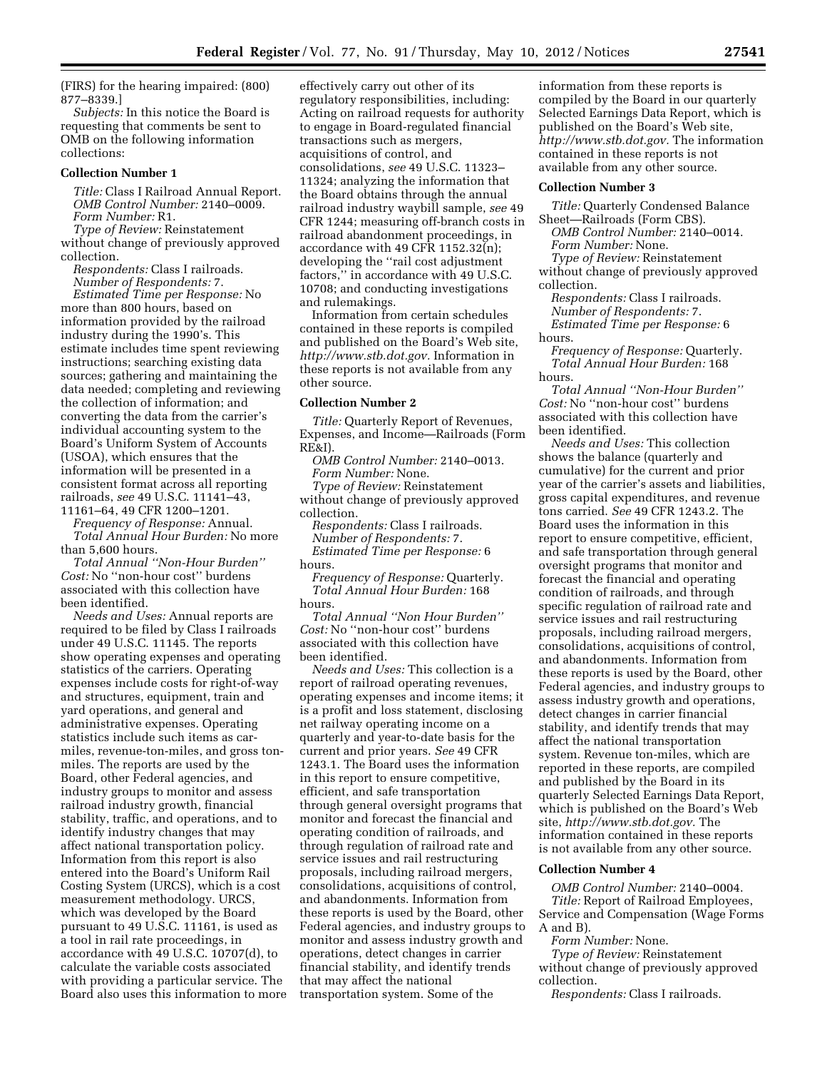(FIRS) for the hearing impaired: (800) 877–8339.]

*Subjects:* In this notice the Board is requesting that comments be sent to OMB on the following information collections:

**Collection Number 1**

*Title:* Class I Railroad Annual Report.

*OMB Control Number:* 2140–0009.

*Form Number:* R1.

*Type of Review:* Reinstatement without change of previously approved collection.

*Respondents:* Class I railroads.

*Number of Respondents:* 7.

*Estimated Time per Response:* No more than 800 hours, based on information provided by the railroad industry during the 1990's. This estimate includes time spent reviewing instructions; searching existing data sources; gathering and maintaining the data needed; completing and reviewing the collection of information; and converting the data from the carrier's individual accounting system to the Board's Uniform System of Accounts (USOA), which ensures that the information will be presented in a consistent format across all reporting railroads, *see* 49 U.S.C. 11141–43, 11161–64, 49 CFR 1200–1201.

*Frequency of Response:* Annual.

*Total Annual Hour Burden:* No more than 5,600 hours.

*Total Annual ''Non-Hour Burden'' Cost:* No ''non-hour cost'' burdens associated with this collection have been identified.

*Needs and Uses:* Annual reports are required to be filed by Class I railroads under 49 U.S.C. 11145. The reports show operating expenses and operating statistics of the carriers. Operating expenses include costs for right-of-way and structures, equipment, train and yard operations, and general and administrative expenses. Operating statistics include such items as car-miles, revenue-ton-miles, and gross ton-miles. The reports are used by the Board, other Federal agencies, and industry groups to monitor and assess railroad industry growth, financial stability, traffic, and operations, and to identify industry changes that may affect national transportation policy. Information from this report is also entered into the Board's Uniform Rail Costing System (URCS), which is a cost measurement methodology. URCS, which was developed by the Board pursuant to 49 U.S.C. 11161, is used as a tool in rail rate proceedings, in accordance with 49 U.S.C. 10707(d), to calculate the variable costs associated with providing a particular service. The Board also uses this information to more effectively carry out other of its regulatory responsibilities, including: Acting on railroad requests for authority to engage in Board-regulated financial transactions such as mergers, acquisitions of control, and consolidations, *see* 49 U.S.C. 11323–11324; analyzing the information that the Board obtains through the annual railroad industry waybill sample, *see* 49 CFR 1244; measuring off-branch costs in railroad abandonment proceedings, in accordance with 49 CFR 1152.32(n); developing the ''rail cost adjustment factors,'' in accordance with 49 U.S.C. 10708; and conducting investigations and rulemakings.

Information from certain schedules contained in these reports is compiled and published on the Board's Web site, *http://www.stb.dot.gov.* Information in these reports is not available from any other source.

**Collection Number 2**

*Title:* Quarterly Report of Revenues, Expenses, and Income—Railroads (Form RE&I).

*OMB Control Number:* 2140–0013.

*Form Number:* None.

*Type of Review:* Reinstatement without change of previously approved collection.

*Respondents:* Class I railroads.

*Number of Respondents:* 7.

*Estimated Time per Response:* 6 hours.

*Frequency of Response:* Quarterly.

*Total Annual Hour Burden:* 168 hours.

*Total Annual ''Non Hour Burden'' Cost:* No ''non-hour cost'' burdens associated with this collection have been identified.

*Needs and Uses:* This collection is a report of railroad operating revenues, operating expenses and income items; it is a profit and loss statement, disclosing net railway operating income on a quarterly and year-to-date basis for the current and prior years. *See* 49 CFR 1243.1. The Board uses the information in this report to ensure competitive, efficient, and safe transportation through general oversight programs that monitor and forecast the financial and operating condition of railroads, and through regulation of railroad rate and service issues and rail restructuring proposals, including railroad mergers, consolidations, acquisitions of control, and abandonments. Information from these reports is used by the Board, other Federal agencies, and industry groups to monitor and assess industry growth and operations, detect changes in carrier financial stability, and identify trends that may affect the national transportation system. Some of the information from these reports is compiled by the Board in our quarterly Selected Earnings Data Report, which is published on the Board's Web site, *http://www.stb.dot.gov.* The information contained in these reports is not available from any other source.

**Collection Number 3**

*Title:* Quarterly Condensed Balance Sheet—Railroads (Form CBS).

*OMB Control Number:* 2140–0014.

*Form Number:* None.

*Type of Review:* Reinstatement without change of previously approved collection.

*Respondents:* Class I railroads.

*Number of Respondents:* 7.

*Estimated Time per Response:* 6 hours.

*Frequency of Response:* Quarterly.

*Total Annual Hour Burden:* 168 hours.

*Total Annual ''Non-Hour Burden'' Cost:* No ''non-hour cost'' burdens associated with this collection have been identified.

*Needs and Uses:* This collection shows the balance (quarterly and cumulative) for the current and prior year of the carrier's assets and liabilities, gross capital expenditures, and revenue tons carried. *See* 49 CFR 1243.2. The Board uses the information in this report to ensure competitive, efficient, and safe transportation through general oversight programs that monitor and forecast the financial and operating condition of railroads, and through specific regulation of railroad rate and service issues and rail restructuring proposals, including railroad mergers, consolidations, acquisitions of control, and abandonments. Information from these reports is used by the Board, other Federal agencies, and industry groups to assess industry growth and operations, detect changes in carrier financial stability, and identify trends that may affect the national transportation system. Revenue ton-miles, which are reported in these reports, are compiled and published by the Board in its quarterly Selected Earnings Data Report, which is published on the Board's Web site, *http://www.stb.dot.gov.* The information contained in these reports is not available from any other source.

**Collection Number 4**

*OMB Control Number:* 2140–0004.

*Title:* Report of Railroad Employees, Service and Compensation (Wage Forms A and B).

*Form Number:* None.

*Type of Review:* Reinstatement without change of previously approved collection.

*Respondents:* Class I railroads.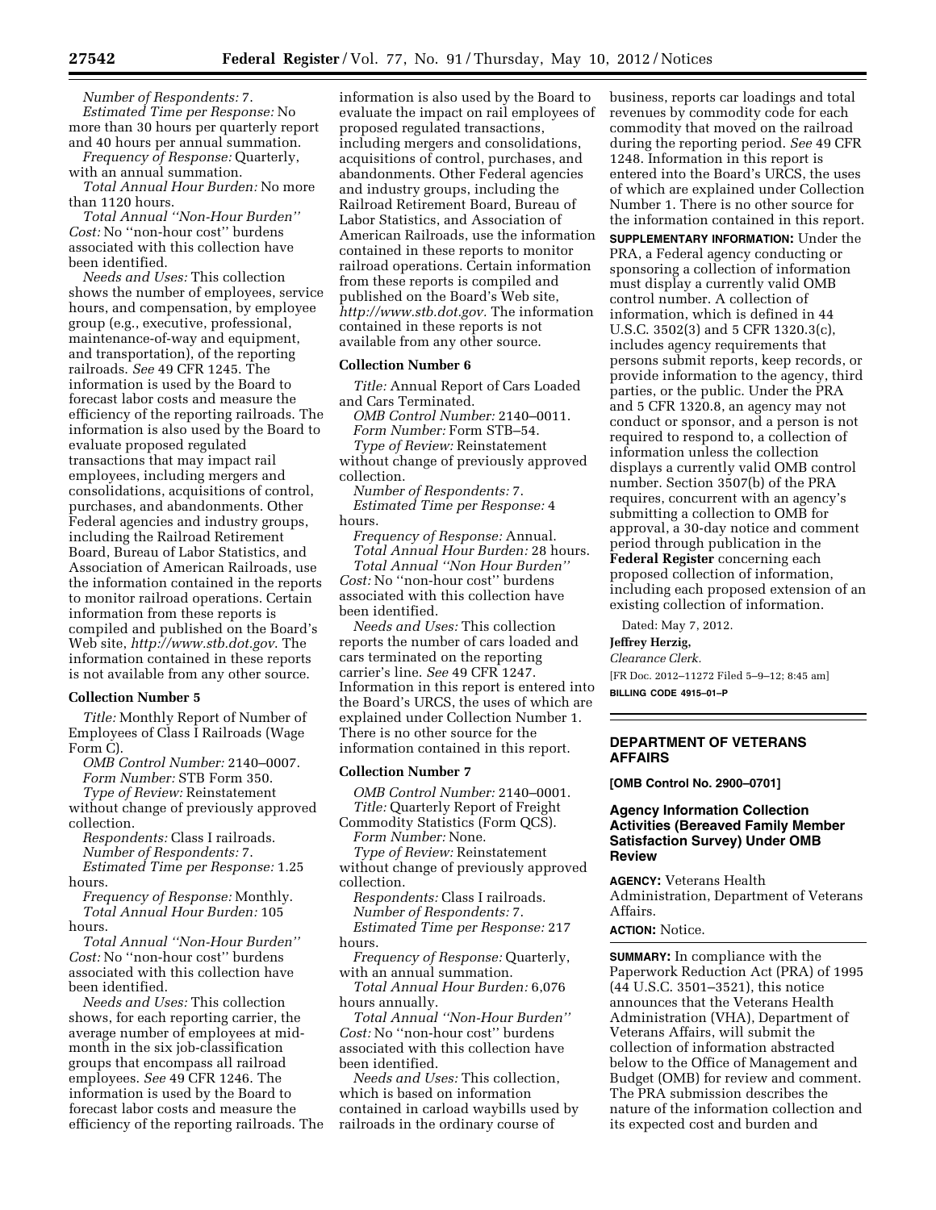*Number of Respondents:* 7.

*Estimated Time per Response:* No more than 30 hours per quarterly report and 40 hours per annual summation.

*Frequency of Response:* Quarterly, with an annual summation.

*Total Annual Hour Burden:* No more than 1120 hours.

*Total Annual "Non-Hour Burden" Cost:* No "non-hour cost" burdens associated with this collection have been identified.

*Needs and Uses:* This collection shows the number of employees, service hours, and compensation, by employee group (e.g., executive, professional, maintenance-of-way and equipment, and transportation), of the reporting railroads. *See* 49 CFR 1245. The information is used by the Board to forecast labor costs and measure the efficiency of the reporting railroads. The information is also used by the Board to evaluate proposed regulated transactions that may impact rail employees, including mergers and consolidations, acquisitions of control, purchases, and abandonments. Other Federal agencies and industry groups, including the Railroad Retirement Board, Bureau of Labor Statistics, and Association of American Railroads, use the information contained in the reports to monitor railroad operations. Certain information from these reports is compiled and published on the Board's Web site, *http://www.stb.dot.gov*. The information contained in these reports is not available from any other source.

### Collection Number 5

*Title:* Monthly Report of Number of Employees of Class I Railroads (Wage Form C).

*OMB Control Number:* 2140–0007.

*Form Number:* STB Form 350.

*Type of Review:* Reinstatement without change of previously approved collection.

*Respondents:* Class I railroads.

*Number of Respondents:* 7.

*Estimated Time per Response:* 1.25 hours.

*Frequency of Response:* Monthly.

*Total Annual Hour Burden:* 105 hours.

*Total Annual "Non-Hour Burden" Cost:* No "non-hour cost" burdens associated with this collection have been identified.

*Needs and Uses:* This collection shows, for each reporting carrier, the average number of employees at mid-month in the six job-classification groups that encompass all railroad employees. *See* 49 CFR 1246. The information is used by the Board to forecast labor costs and measure the efficiency of the reporting railroads. The information is also used by the Board to evaluate the impact on rail employees of proposed regulated transactions, including mergers and consolidations, acquisitions of control, purchases, and abandonments. Other Federal agencies and industry groups, including the Railroad Retirement Board, Bureau of Labor Statistics, and Association of American Railroads, use the information contained in these reports to monitor railroad operations. Certain information from these reports is compiled and published on the Board's Web site, *http://www.stb.dot.gov.* The information contained in these reports is not available from any other source.

### Collection Number 6

*Title:* Annual Report of Cars Loaded and Cars Terminated.

*OMB Control Number:* 2140–0011.

*Form Number:* Form STB–54.

*Type of Review:* Reinstatement without change of previously approved collection.

*Number of Respondents:* 7.

*Estimated Time per Response:* 4 hours.

*Frequency of Response:* Annual.

*Total Annual Hour Burden:* 28 hours.

*Total Annual "Non Hour Burden" Cost:* No "non-hour cost" burdens associated with this collection have been identified.

*Needs and Uses:* This collection reports the number of cars loaded and cars terminated on the reporting carrier's line. *See* 49 CFR 1247. Information in this report is entered into the Board's URCS, the uses of which are explained under Collection Number 1. There is no other source for the information contained in this report.

### Collection Number 7

*OMB Control Number:* 2140–0001.

*Title:* Quarterly Report of Freight Commodity Statistics (Form QCS).

*Form Number:* None.

*Type of Review:* Reinstatement without change of previously approved collection.

*Respondents:* Class I railroads.

*Number of Respondents:* 7.

*Estimated Time per Response:* 217 hours.

*Frequency of Response:* Quarterly, with an annual summation.

*Total Annual Hour Burden:* 6,076 hours annually.

*Total Annual "Non-Hour Burden" Cost:* No "non-hour cost" burdens associated with this collection have been identified.

*Needs and Uses:* This collection, which is based on information contained in carload waybills used by railroads in the ordinary course of business, reports car loadings and total revenues by commodity code for each commodity that moved on the railroad during the reporting period. *See* 49 CFR 1248. Information in this report is entered into the Board's URCS, the uses of which are explained under Collection Number 1. There is no other source for the information contained in this report.

**SUPPLEMENTARY INFORMATION:** Under the PRA, a Federal agency conducting or sponsoring a collection of information must display a currently valid OMB control number. A collection of information, which is defined in 44 U.S.C. 3502(3) and 5 CFR 1320.3(c), includes agency requirements that persons submit reports, keep records, or provide information to the agency, third parties, or the public. Under the PRA and 5 CFR 1320.8, an agency may not conduct or sponsor, and a person is not required to respond to, a collection of information unless the collection displays a currently valid OMB control number. Section 3507(b) of the PRA requires, concurrent with an agency's submitting a collection to OMB for approval, a 30-day notice and comment period through publication in the **Federal Register** concerning each proposed collection of information, including each proposed extension of an existing collection of information.

Dated: May 7, 2012.

**Jeffrey Herzig,**

*Clearance Clerk.*

[FR Doc. 2012–11272 Filed 5–9–12; 8:45 am]

**BILLING CODE 4915–01–P**

## DEPARTMENT OF VETERANS AFFAIRS

**[OMB Control No. 2900–0701]**

## Agency Information Collection Activities (Bereaved Family Member Satisfaction Survey) Under OMB Review

**AGENCY:** Veterans Health Administration, Department of Veterans Affairs.

**ACTION:** Notice.

**SUMMARY:** In compliance with the Paperwork Reduction Act (PRA) of 1995 (44 U.S.C. 3501–3521), this notice announces that the Veterans Health Administration (VHA), Department of Veterans Affairs, will submit the collection of information abstracted below to the Office of Management and Budget (OMB) for review and comment. The PRA submission describes the nature of the information collection and its expected cost and burden and